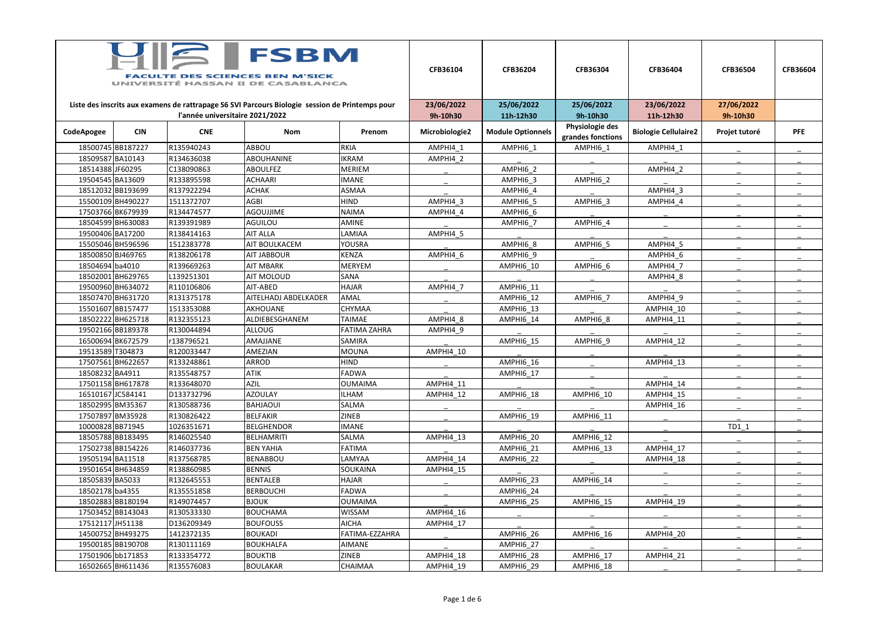**FSBM**

**FACULTE DES SCIENCES BEN M'SICK**
**UNIVERSITÉ HASSAN II DE CASABLANCA**

**Liste des inscrits aux examens de rattrapage S6 SVI Parcours Biologie session de Printemps pour l'année universitaire 2021/2022**

| | | | | | CFB36104 | CFB36204 | CFB36304 | CFB36404 | CFB36504 | CFB36604 |
|---|---|---|---|---|---|---|---|---|---|---|
| | | | | | 23/06/2022 9h-10h30 | 25/06/2022 11h-12h30 | 25/06/2022 9h-10h30 | 23/06/2022 11h-12h30 | 27/06/2022 9h-10h30 | |
| **CodeApogee** | **CIN** | **CNE** | **Nom** | **Prenom** | **Microbiologie2** | **Module Optionnels** | **Physiologie des grandes fonctions** | **Biologie Cellulaire2** | **Projet tutoré** | **PFE** |
| 18500745 | BB187227 | R135940243 | ABBOU | RKIA | AMPHI4_1 | AMPHI6_1 | AMPHI6_1 | AMPHI4_1 | _ | _ |
| 18509587 | BA10143 | R134636038 | ABOUHANINE | IKRAM | AMPHI4_2 | _ | _ | _ | _ | _ |
| 18514388 | JF60295 | C138090863 | ABOULFEZ | MERIEM | _ | AMPHI6_2 | _ | AMPHI4_2 | _ | _ |
| 19504545 | BA13609 | R133895598 | ACHAARI | IMANE | _ | AMPHI6_3 | AMPHI6_2 | _ | _ | _ |
| 18512032 | BB193699 | R137922294 | ACHAK | ASMAA | _ | AMPHI6_4 | _ | AMPHI4_3 | _ | _ |
| 15500109 | BH490227 | 1511372707 | AGBI | HIND | AMPHI4_3 | AMPHI6_5 | AMPHI6_3 | AMPHI4_4 | _ | _ |
| 17503766 | BK679939 | R134474577 | AGOUJJIME | NAIMA | AMPHI4_4 | AMPHI6_6 | _ | _ | _ | _ |
| 18504599 | BH630083 | R139391989 | AGUILOU | AMINE | _ | AMPHI6_7 | AMPHI6_4 | _ | _ | _ |
| 19500406 | BA17200 | R138414163 | AIT ALLA | LAMIAA | AMPHI4_5 | _ | _ | _ | _ | _ |
| 15505046 | BH596596 | 1512383778 | AIT BOULKACEM | YOUSRA | _ | AMPHI6_8 | AMPHI6_5 | AMPHI4_5 | _ | _ |
| 18500850 | BJ469765 | R138206178 | AIT JABBOUR | KENZA | AMPHI4_6 | AMPHI6_9 | _ | AMPHI4_6 | _ | _ |
| 18504694 | ba4010 | R139669263 | AIT MBARK | MERYEM | _ | AMPHI6_10 | AMPHI6_6 | AMPHI4_7 | _ | _ |
| 18502001 | BH629765 | L139251301 | AIT MOLOUD | SANA | _ | _ | _ | AMPHI4_8 | _ | _ |
| 19500960 | BH634072 | R110106806 | AIT-ABED | HAJAR | AMPHI4_7 | AMPHI6_11 | _ | _ | _ | _ |
| 18507470 | BH631720 | R131375178 | AITELHADJ ABDELKADER | AMAL | _ | AMPHI6_12 | AMPHI6_7 | AMPHI4_9 | _ | _ |
| 15501607 | BB157477 | 1513353088 | AKHOUANE | CHYMAA | _ | AMPHI6_13 | _ | AMPHI4_10 | _ | _ |
| 18502222 | BH625718 | R132355123 | ALDIEBESGHANEM | TAIMAE | AMPHI4_8 | AMPHI6_14 | AMPHI6_8 | AMPHI4_11 | _ | _ |
| 19502166 | BB189378 | R130044894 | ALLOUG | FATIMA ZAHRA | AMPHI4_9 | _ | _ | _ | _ | _ |
| 16500694 | BK672579 | r138796521 | AMAJJANE | SAMIRA | _ | AMPHI6_15 | AMPHI6_9 | AMPHI4_12 | _ | _ |
| 19513589 | T304873 | R120033447 | AMEZIAN | MOUNA | AMPHI4_10 | _ | _ | _ | _ | _ |
| 17507561 | BH622657 | R133248861 | ARROD | HIND | _ | AMPHI6_16 | _ | AMPHI4_13 | _ | _ |
| 18508232 | BA4911 | R135548757 | ATIK | FADWA | _ | AMPHI6_17 | _ | _ | _ | _ |
| 17501158 | BH617878 | R133648070 | AZIL | OUMAIMA | AMPHI4_11 | _ | _ | AMPHI4_14 | _ | _ |
| 16510167 | JC584141 | D133732796 | AZOULAY | ILHAM | AMPHI4_12 | AMPHI6_18 | AMPHI6_10 | AMPHI4_15 | _ | _ |
| 18502995 | BM35367 | R130588736 | BAHJAOUI | SALMA | _ | _ | _ | AMPHI4_16 | _ | _ |
| 17507897 | BM35928 | R130826422 | BELFAKIR | ZINEB | _ | AMPHI6_19 | AMPHI6_11 | _ | _ | _ |
| 10000828 | BB71945 | 1026351671 | BELGHENDOR | IMANE | _ | _ | _ | _ | TD1_1 | _ |
| 18505788 | BB183495 | R146025540 | BELHAMRITI | SALMA | AMPHI4_13 | AMPHI6_20 | AMPHI6_12 | _ | _ | _ |
| 17502738 | BB154226 | R146037736 | BEN YAHIA | FATIMA | _ | AMPHI6_21 | AMPHI6_13 | AMPHI4_17 | _ | _ |
| 19505194 | BA11518 | R137568785 | BENABBOU | LAMYAA | AMPHI4_14 | AMPHI6_22 | _ | AMPHI4_18 | _ | _ |
| 19501654 | BH634859 | R138860985 | BENNIS | SOUKAINA | AMPHI4_15 | _ | _ | _ | _ | _ |
| 18505839 | BA5033 | R132645553 | BENTALEB | HAJAR | _ | AMPHI6_23 | AMPHI6_14 | _ | _ | _ |
| 18502178 | ba4355 | R135551858 | BERBOUCHI | FADWA | _ | AMPHI6_24 | _ | _ | _ | _ |
| 18502883 | BB180194 | R149074457 | BJOUK | OUMAIMA | _ | AMPHI6_25 | AMPHI6_15 | AMPHI4_19 | _ | _ |
| 17503452 | BB143043 | R130533330 | BOUCHAMA | WISSAM | AMPHI4_16 | _ | _ | _ | _ | _ |
| 17512117 | JH51138 | D136209349 | BOUFOUSS | AICHA | AMPHI4_17 | _ | _ | _ | _ | _ |
| 14500752 | BH493275 | 1412372135 | BOUKADI | FATIMA-EZZAHRA | _ | AMPHI6_26 | AMPHI6_16 | AMPHI4_20 | _ | _ |
| 19500185 | BB190708 | R130111169 | BOUKHALFA | AIMANE | _ | AMPHI6_27 | _ | _ | _ | _ |
| 17501906 | bb171853 | R133354772 | BOUKTIB | ZINEB | AMPHI4_18 | AMPHI6_28 | AMPHI6_17 | AMPHI4_21 | _ | _ |
| 16502665 | BH611436 | R135576083 | BOULAKAR | CHAIMAA | AMPHI4_19 | AMPHI6_29 | AMPHI6_18 | _ | _ | _ |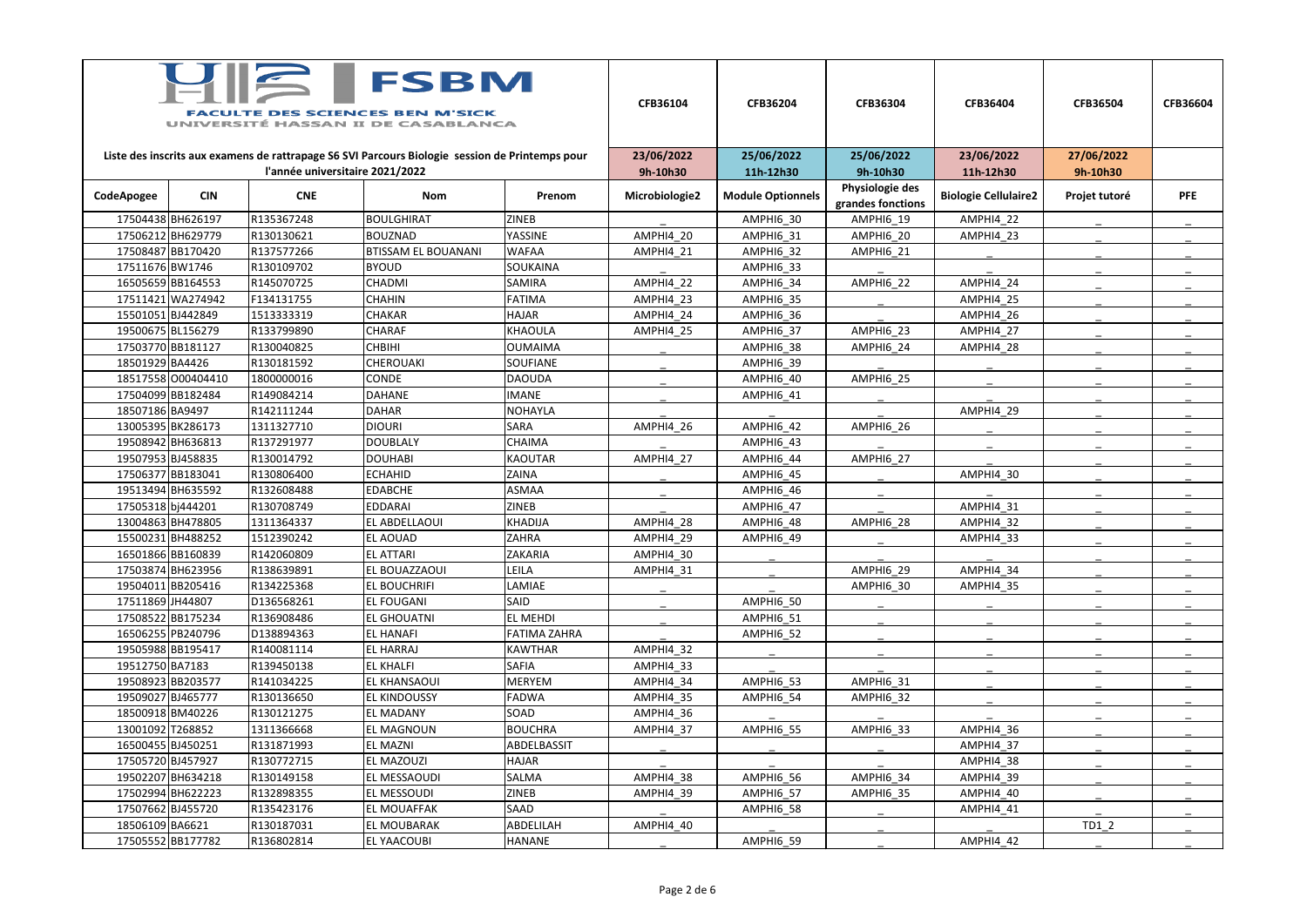| FSBM FACULTE DES SCIENCES BEN M'SICK UNIVERSITÉ HASSAN II DE CASABLANCA | | | | | CFB36104 | CFB36204 | CFB36304 | CFB36404 | CFB36504 | CFB36604 |
|---|---|---|---|---|---|---|---|---|---|---|
| Liste des inscrits aux examens de rattrapage S6 SVI Parcours Biologie session de Printemps pour l'année universitaire 2021/2022 | | | | | 23/06/2022 9h-10h30 | 25/06/2022 11h-12h30 | 25/06/2022 9h-10h30 | 23/06/2022 11h-12h30 | 27/06/2022 9h-10h30 | |
| CodeApogee | CIN | CNE | Nom | Prenom | Microbiologie2 | Module Optionnels | Physiologie des grandes fonctions | Biologie Cellulaire2 | Projet tutoré | PFE |
| 17504438 | BH626197 | R135367248 | BOULGHIRAT | ZINEB | _ | AMPHI6_30 | AMPHI6_19 | AMPHI4_22 | _ | _ |
| 17506212 | BH629779 | R130130621 | BOUZNAD | YASSINE | AMPHI4_20 | AMPHI6_31 | AMPHI6_20 | AMPHI4_23 | _ | _ |
| 17508487 | BB170420 | R137577266 | BTISSAM EL BOUANANI | WAFAA | AMPHI4_21 | AMPHI6_32 | AMPHI6_21 | _ | _ | _ |
| 17511676 | BW1746 | R130109702 | BYOUD | SOUKAINA | _ | AMPHI6_33 | _ | _ | _ | _ |
| 16505659 | BB164553 | R145070725 | CHADMI | SAMIRA | AMPHI4_22 | AMPHI6_34 | AMPHI6_22 | AMPHI4_24 | _ | _ |
| 17511421 | WA274942 | F134131755 | CHAHIN | FATIMA | AMPHI4_23 | AMPHI6_35 | _ | AMPHI4_25 | _ | _ |
| 15501051 | BJ442849 | 1513333319 | CHAKAR | HAJAR | AMPHI4_24 | AMPHI6_36 | _ | AMPHI4_26 | _ | _ |
| 19500675 | BL156279 | R133799890 | CHARAF | KHAOULA | AMPHI4_25 | AMPHI6_37 | AMPHI6_23 | AMPHI4_27 | _ | _ |
| 17503770 | BB181127 | R130040825 | CHBIHI | OUMAIMA | _ | AMPHI6_38 | AMPHI6_24 | AMPHI4_28 | _ | _ |
| 18501929 | BA4426 | R130181592 | CHEROUAKI | SOUFIANE | _ | AMPHI6_39 | _ | _ | _ | _ |
| 18517558 | O00404410 | 1800000016 | CONDE | DAOUDA | _ | AMPHI6_40 | AMPHI6_25 | _ | _ | _ |
| 17504099 | BB182484 | R149084214 | DAHANE | IMANE | _ | AMPHI6_41 | _ | _ | _ | _ |
| 18507186 | BA9497 | R142111244 | DAHAR | NOHAYLA | _ | _ | _ | AMPHI4_29 | _ | _ |
| 13005395 | BK286173 | 1311327710 | DIOURI | SARA | AMPHI4_26 | AMPHI6_42 | AMPHI6_26 | _ | _ | _ |
| 19508942 | BH636813 | R137291977 | DOUBLALY | CHAIMA | _ | AMPHI6_43 | _ | _ | _ | _ |
| 19507953 | BJ458835 | R130014792 | DOUHABI | KAOUTAR | AMPHI4_27 | AMPHI6_44 | AMPHI6_27 | _ | _ | _ |
| 17506377 | BB183041 | R130806400 | ECHAHID | ZAINA | _ | AMPHI6_45 | _ | AMPHI4_30 | _ | _ |
| 19513494 | BH635592 | R132608488 | EDABCHE | ASMAA | _ | AMPHI6_46 | _ | _ | _ | _ |
| 17505318 | bj444201 | R130708749 | EDDARAI | ZINEB | _ | AMPHI6_47 | _ | AMPHI4_31 | _ | _ |
| 13004863 | BH478805 | 1311364337 | EL ABDELLAOUI | KHADIJA | AMPHI4_28 | AMPHI6_48 | AMPHI6_28 | AMPHI4_32 | _ | _ |
| 15500231 | BH488252 | 1512390242 | EL AOUAD | ZAHRA | AMPHI4_29 | AMPHI6_49 | _ | AMPHI4_33 | _ | _ |
| 16501866 | BB160839 | R142060809 | EL ATTARI | ZAKARIA | AMPHI4_30 | _ | _ | _ | _ | _ |
| 17503874 | BH623956 | R138639891 | EL BOUAZZAOUI | LEILA | AMPHI4_31 | _ | AMPHI6_29 | AMPHI4_34 | _ | _ |
| 19504011 | BB205416 | R134225368 | EL BOUCHRIFI | LAMIAE | _ | _ | AMPHI6_30 | AMPHI4_35 | _ | _ |
| 17511869 | JH44807 | D136568261 | EL FOUGANI | SAID | _ | AMPHI6_50 | _ | _ | _ | _ |
| 17508522 | BB175234 | R136908486 | EL GHOUATNI | EL MEHDI | _ | AMPHI6_51 | _ | _ | _ | _ |
| 16506255 | PB240796 | D138894363 | EL HANAFI | FATIMA ZAHRA | _ | AMPHI6_52 | _ | _ | _ | _ |
| 19505988 | BB195417 | R140081114 | EL HARRAJ | KAWTHAR | AMPHI4_32 | _ | _ | _ | _ | _ |
| 19512750 | BA7183 | R139450138 | EL KHALFI | SAFIA | AMPHI4_33 | _ | _ | _ | _ | _ |
| 19508923 | BB203577 | R141034225 | EL KHANSAOUI | MERYEM | AMPHI4_34 | AMPHI6_53 | AMPHI6_31 | _ | _ | _ |
| 19509027 | BJ465777 | R130136650 | EL KINDOUSSY | FADWA | AMPHI4_35 | AMPHI6_54 | AMPHI6_32 | _ | _ | _ |
| 18500918 | BM40226 | R130121275 | EL MADANY | SOAD | AMPHI4_36 | _ | _ | _ | _ | _ |
| 13001092 | T268852 | 1311366668 | EL MAGNOUN | BOUCHRA | AMPHI4_37 | AMPHI6_55 | AMPHI6_33 | AMPHI4_36 | _ | _ |
| 16500455 | BJ450251 | R131871993 | EL MAZNI | ABDELBASSIT | _ | _ | _ | AMPHI4_37 | _ | _ |
| 17505720 | BJ457927 | R130772715 | EL MAZOUZI | HAJAR | _ | _ | _ | AMPHI4_38 | _ | _ |
| 19502207 | BH634218 | R130149158 | EL MESSAOUDI | SALMA | AMPHI4_38 | AMPHI6_56 | AMPHI6_34 | AMPHI4_39 | _ | _ |
| 17502994 | BH622223 | R132898355 | EL MESSOUDI | ZINEB | AMPHI4_39 | AMPHI6_57 | AMPHI6_35 | AMPHI4_40 | _ | _ |
| 17507662 | BJ455720 | R135423176 | EL MOUAFFAK | SAAD | _ | AMPHI6_58 | _ | AMPHI4_41 | _ | _ |
| 18506109 | BA6621 | R130187031 | EL MOUBARAK | ABDELILAH | AMPHI4_40 | _ | _ | _ | TD1_2 | _ |
| 17505552 | BB177782 | R136802814 | EL YAACOUBI | HANANE | _ | AMPHI6_59 | _ | AMPHI4_42 | _ | _ |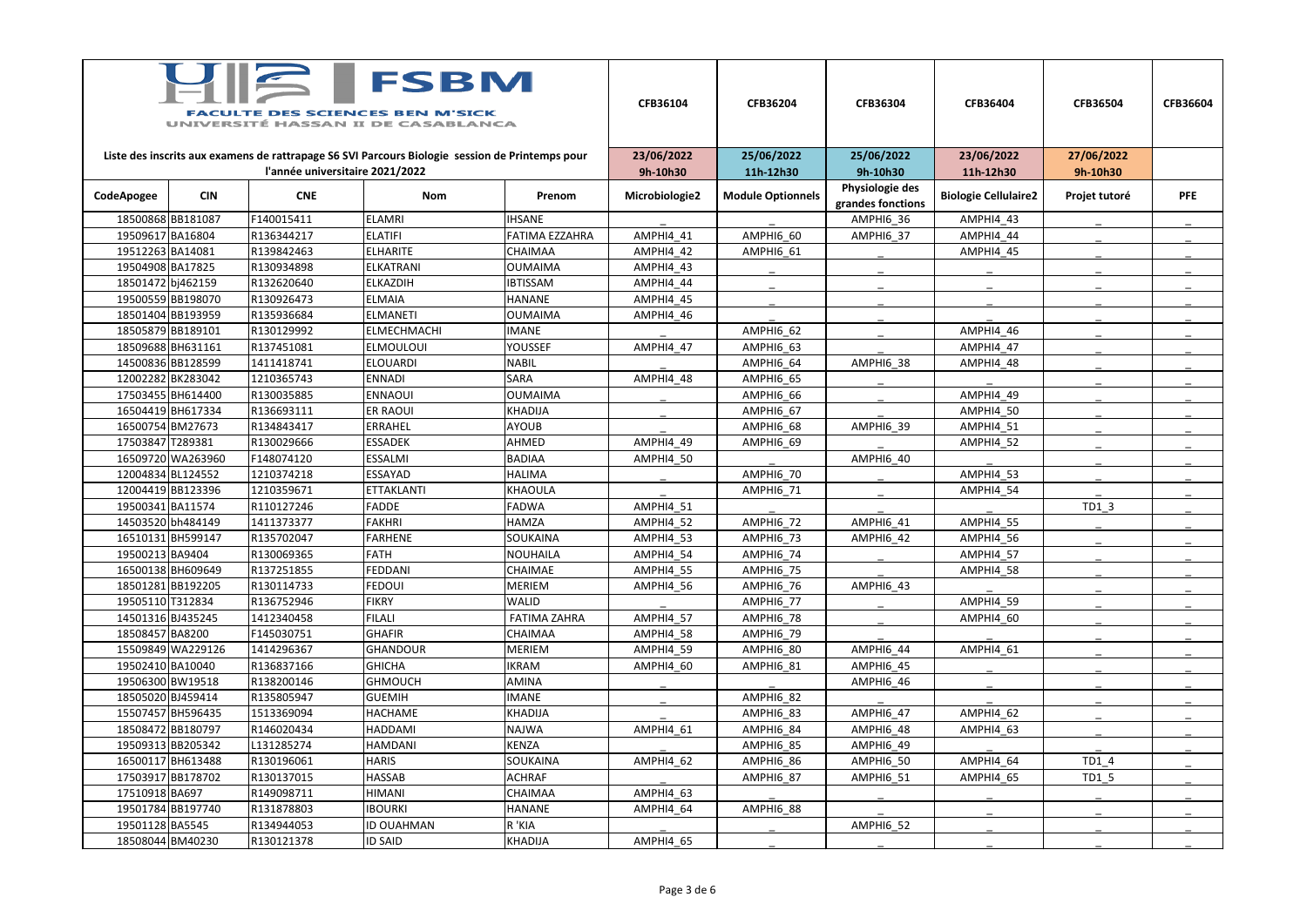FACULTE DES SCIENCES BEN M'SICK
UNIVERSITÉ HASSAN II DE CASABLANCA

Liste des inscrits aux examens de rattrapage S6 SVI Parcours Biologie session de Printemps pour l'année universitaire 2021/2022

| | | | | | CFB36104 | CFB36204 | CFB36304 | CFB36404 | CFB36504 | CFB36604 |
|---|---|---|---|---|---|---|---|---|---|---|
| | | | | | 23/06/2022 9h-10h30 | 25/06/2022 11h-12h30 | 25/06/2022 9h-10h30 | 23/06/2022 11h-12h30 | 27/06/2022 9h-10h30 | |
| CodeApogee | CIN | CNE | Nom | Prenom | Microbiologie2 | Module Optionnels | Physiologie des grandes fonctions | Biologie Cellulaire2 | Projet tutoré | PFE |
| 18500868 | BB181087 | F140015411 | ELAMRI | IHSANE | _ | _ | AMPHI6_36 | AMPHI4_43 | _ | _ |
| 19509617 | BA16804 | R136344217 | ELATIFI | FATIMA EZZAHRA | AMPHI4_41 | AMPHI6_60 | AMPHI6_37 | AMPHI4_44 | _ | _ |
| 19512263 | BA14081 | R139842463 | ELHARITE | CHAIMAA | AMPHI4_42 | AMPHI6_61 | _ | AMPHI4_45 | _ | _ |
| 19504908 | BK17825 | R130934898 | ELKATRANI | OUMAIMA | AMPHI4_43 | _ | _ | _ | _ | _ |
| 18501472 | bj462159 | R132620640 | ELKAZDIH | IBTISSAM | AMPHI4_44 | _ | _ | _ | _ | _ |
| 19500559 | BB198070 | R130926473 | ELMAIA | HANANE | AMPHI4_45 | _ | _ | _ | _ | _ |
| 18501404 | BB193959 | R135936684 | ELMANETI | OUMAIMA | AMPHI4_46 | _ | _ | _ | _ | _ |
| 18505879 | BB189101 | R130129992 | ELMECHMACHI | IMANE | _ | AMPHI6_62 | _ | AMPHI4_46 | _ | _ |
| 18509688 | BH631161 | R137451081 | ELMOULOUI | YOUSSEF | AMPHI4_47 | AMPHI6_63 | _ | AMPHI4_47 | _ | _ |
| 14500836 | BB128599 | 1411418741 | ELOUARDI | NABIL | _ | AMPHI6_64 | AMPHI6_38 | AMPHI4_48 | _ | _ |
| 12002282 | BK283042 | 1210365743 | ENNADI | SARA | AMPHI4_48 | AMPHI6_65 | _ | _ | _ | _ |
| 17503455 | BH614400 | R130035885 | ENNAOUI | OUMAIMA | _ | AMPHI6_66 | _ | AMPHI4_49 | _ | _ |
| 16504419 | BH617334 | R136693111 | ER RAOUI | KHADIJA | _ | AMPHI6_67 | _ | AMPHI4_50 | _ | _ |
| 16500754 | BM27673 | R134843417 | ERRAHEL | AYOUB | _ | AMPHI6_68 | AMPHI6_39 | AMPHI4_51 | _ | _ |
| 17503847 | T289381 | R130029666 | ESSADEK | AHMED | AMPHI4_49 | AMPHI6_69 | _ | AMPHI4_52 | _ | _ |
| 16509720 | WA263960 | F148074120 | ESSALMI | BADIAA | AMPHI4_50 | _ | AMPHI6_40 | _ | _ | _ |
| 12004834 | BL124552 | 1210374218 | ESSAYAD | HALIMA | _ | AMPHI6_70 | _ | AMPHI4_53 | _ | _ |
| 12004419 | BB123396 | 1210359671 | ETTAKLANTI | KHAOULA | _ | AMPHI6_71 | _ | AMPHI4_54 | _ | _ |
| 19500341 | BA11574 | R110127246 | FADDE | FADWA | AMPHI4_51 | _ | _ | _ | TD1_3 | _ |
| 14503520 | bh484149 | 1411373377 | FAKHRI | HAMZA | AMPHI4_52 | AMPHI6_72 | AMPHI6_41 | AMPHI4_55 | _ | _ |
| 16510131 | BH599147 | R135702047 | FARHENE | SOUKAINA | AMPHI4_53 | AMPHI6_73 | AMPHI6_42 | AMPHI4_56 | _ | _ |
| 19500213 | BA9404 | R130069365 | FATH | NOUHAILA | AMPHI4_54 | AMPHI6_74 | _ | AMPHI4_57 | _ | _ |
| 16500138 | BH609649 | R137251855 | FEDDANI | CHAIMAE | AMPHI4_55 | AMPHI6_75 | _ | AMPHI4_58 | _ | _ |
| 18501281 | BB192205 | R130114733 | FEDOUI | MERIEM | AMPHI4_56 | AMPHI6_76 | AMPHI6_43 | _ | _ | _ |
| 19505110 | T312834 | R136752946 | FIKRY | WALID | _ | AMPHI6_77 | _ | AMPHI4_59 | _ | _ |
| 14501316 | BJ435245 | 1412340458 | FILALI | FATIMA ZAHRA | AMPHI4_57 | AMPHI6_78 | _ | AMPHI4_60 | _ | _ |
| 18508457 | BA8200 | F145030751 | GHAFIR | CHAIMAA | AMPHI4_58 | AMPHI6_79 | _ | _ | _ | _ |
| 15509849 | WA229126 | 1414296367 | GHANDOUR | MERIEM | AMPHI4_59 | AMPHI6_80 | AMPHI6_44 | AMPHI4_61 | _ | _ |
| 19502410 | BA10040 | R136837166 | GHICHA | IKRAM | AMPHI4_60 | AMPHI6_81 | AMPHI6_45 | _ | _ | _ |
| 19506300 | BW19518 | R138200146 | GHMOUCH | AMINA | _ | _ | AMPHI6_46 | _ | _ | _ |
| 18505020 | BJ459414 | R135805947 | GUEMIH | IMANE | _ | AMPHI6_82 | _ | _ | _ | _ |
| 15507457 | BH596435 | 1513369094 | HACHAME | KHADIJA | _ | AMPHI6_83 | AMPHI6_47 | AMPHI4_62 | _ | _ |
| 18508472 | BB180797 | R146020434 | HADDAMI | NAJWA | AMPHI4_61 | AMPHI6_84 | AMPHI6_48 | AMPHI4_63 | _ | _ |
| 19509313 | BB205342 | L131285274 | HAMDANI | KENZA | _ | AMPHI6_85 | AMPHI6_49 | _ | _ | _ |
| 16500117 | BH613488 | R130196061 | HARIS | SOUKAINA | AMPHI4_62 | AMPHI6_86 | AMPHI6_50 | AMPHI4_64 | TD1_4 | _ |
| 17503917 | BB178702 | R130137015 | HASSAB | ACHRAF | _ | AMPHI6_87 | AMPHI6_51 | AMPHI4_65 | TD1_5 | _ |
| 17510918 | BA697 | R149098711 | HIMANI | CHAIMAA | AMPHI4_63 | _ | _ | _ | _ | _ |
| 19501784 | BB197740 | R131878803 | IBOURKI | HANANE | AMPHI4_64 | AMPHI6_88 | _ | _ | _ | _ |
| 19501128 | BA5545 | R134944053 | ID OUAHMAN | R 'KIA | _ | _ | AMPHI6_52 | _ | _ | _ |
| 18508044 | BM40230 | R130121378 | ID SAID | KHADIJA | AMPHI4_65 | _ | _ | _ | _ | _ |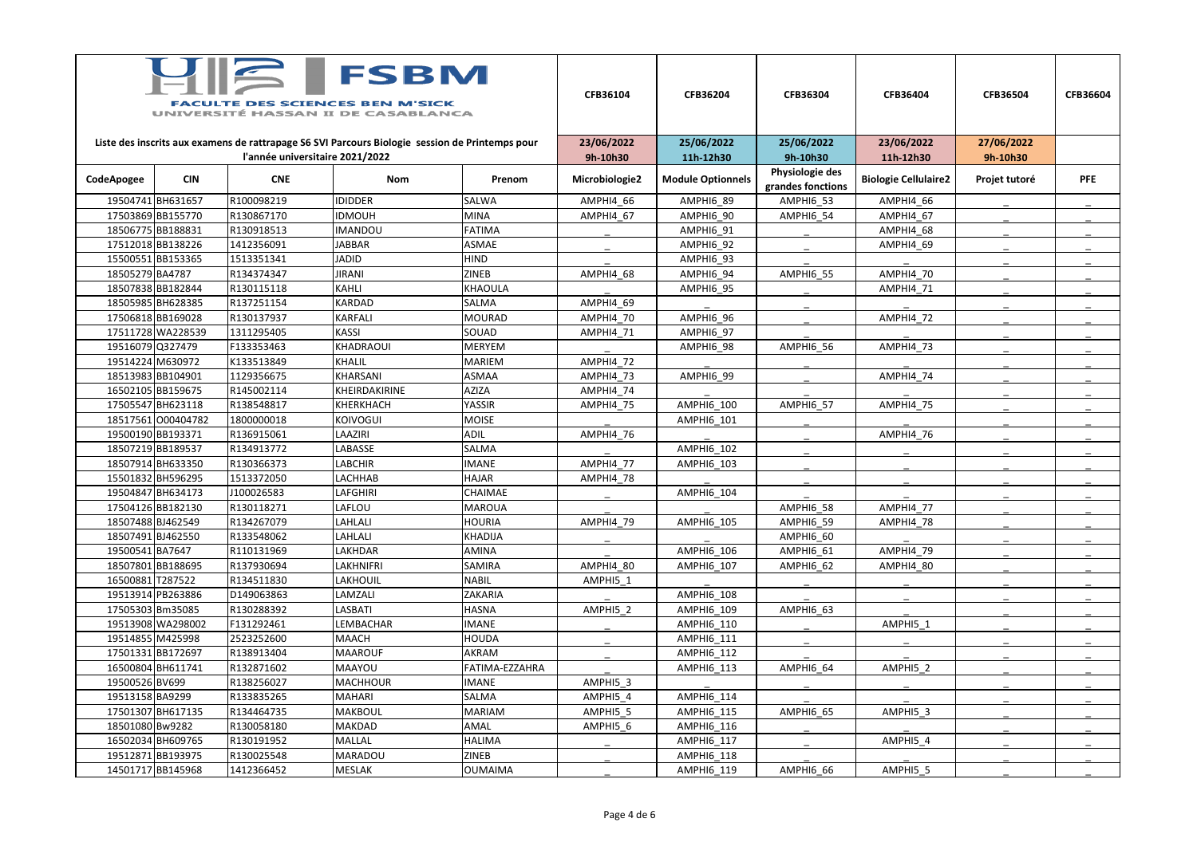| FSBM FACULTE DES SCIENCES BEN M'SICK UNIVERSITÉ HASSAN II DE CASABLANCA | | | | | CFB36104 | CFB36204 | CFB36304 | CFB36404 | CFB36504 | CFB36604 |
|---|---|---|---|---|---|---|---|---|---|---|
| Liste des inscrits aux examens de rattrapage S6 SVI Parcours Biologie session de Printemps pour l'année universitaire 2021/2022 | | | | | 23/06/2022 9h-10h30 | 25/06/2022 11h-12h30 | 25/06/2022 9h-10h30 | 23/06/2022 11h-12h30 | 27/06/2022 9h-10h30 | |
| CodeApogee | CIN | CNE | Nom | Prenom | Microbiologie2 | Module Optionnels | Physiologie des grandes fonctions | Biologie Cellulaire2 | Projet tutoré | PFE |
| 19504741 | BH631657 | R100098219 | IDIDDER | SALWA | AMPHI4_66 | AMPHI6_89 | AMPHI6_53 | AMPHI4_66 | _ | _ |
| 17503869 | BB155770 | R130867170 | IDMOUH | MINA | AMPHI4_67 | AMPHI6_90 | AMPHI6_54 | AMPHI4_67 | _ | _ |
| 18506775 | BB188831 | R130918513 | IMANDOU | FATIMA | _ | AMPHI6_91 | _ | AMPHI4_68 | _ | _ |
| 17512018 | BB138226 | 1412356091 | JABBAR | ASMAE | _ | AMPHI6_92 | _ | AMPHI4_69 | _ | _ |
| 15500551 | BB153365 | 1513351341 | JADID | HIND | _ | AMPHI6_93 | _ | _ | _ | _ |
| 18505279 | BA4787 | R134374347 | JIRANI | ZINEB | AMPHI4_68 | AMPHI6_94 | AMPHI6_55 | AMPHI4_70 | _ | _ |
| 18507838 | BB182844 | R130115118 | KAHLI | KHAOULA | _ | AMPHI6_95 | _ | AMPHI4_71 | _ | _ |
| 18505985 | BH628385 | R137251154 | KARDAD | SALMA | AMPHI4_69 | _ | _ | _ | _ | _ |
| 17506818 | BB169028 | R130137937 | KARFALI | MOURAD | AMPHI4_70 | AMPHI6_96 | _ | AMPHI4_72 | _ | _ |
| 17511728 | WA228539 | 1311295405 | KASSI | SOUAD | AMPHI4_71 | AMPHI6_97 | _ | _ | _ | _ |
| 19516079 | Q327479 | F133353463 | KHADRAOUI | MERYEM | _ | AMPHI6_98 | AMPHI6_56 | AMPHI4_73 | _ | _ |
| 19514224 | M630972 | K133513849 | KHALIL | MARIEM | AMPHI4_72 | _ | _ | _ | _ | _ |
| 18513983 | BB104901 | 1129356675 | KHARSANI | ASMAA | AMPHI4_73 | AMPHI6_99 | _ | AMPHI4_74 | _ | _ |
| 16502105 | BB159675 | R145002114 | KHEIRDAKIRINE | AZIZA | AMPHI4_74 | _ | _ | _ | _ | _ |
| 17505547 | BH623118 | R138548817 | KHERKHACH | YASSIR | AMPHI4_75 | AMPHI6_100 | AMPHI6_57 | AMPHI4_75 | _ | _ |
| 18517561 | O00404782 | 1800000018 | KOIVOGUI | MOISE | _ | AMPHI6_101 | _ | _ | _ | _ |
| 19500190 | BB193371 | R136915061 | LAAZIRI | ADIL | AMPHI4_76 | _ | _ | AMPHI4_76 | _ | _ |
| 18507219 | BB189537 | R134913772 | LABASSE | SALMA | _ | AMPHI6_102 | _ | _ | _ | _ |
| 18507914 | BH633350 | R130366373 | LABCHIR | IMANE | AMPHI4_77 | AMPHI6_103 | _ | _ | _ | _ |
| 15501832 | BH596295 | 1513372050 | LACHHAB | HAJAR | AMPHI4_78 | _ | _ | _ | _ | _ |
| 19504847 | BH634173 | J100026583 | LAFGHIRI | CHAIMAE | _ | AMPHI6_104 | _ | _ | _ | _ |
| 17504126 | BB182130 | R130118271 | LAFLOU | MAROUA | _ | _ | AMPHI6_58 | AMPHI4_77 | _ | _ |
| 18507488 | BJ462549 | R134267079 | LAHLALI | HOURIA | AMPHI4_79 | AMPHI6_105 | AMPHI6_59 | AMPHI4_78 | _ | _ |
| 18507491 | BJ462550 | R133548062 | LAHLALI | KHADIJA | _ | _ | AMPHI6_60 | _ | _ | _ |
| 19500541 | BA7647 | R110131969 | LAKHDAR | AMINA | _ | AMPHI6_106 | AMPHI6_61 | AMPHI4_79 | _ | _ |
| 18507801 | BB188695 | R137930694 | LAKHNIFRI | SAMIRA | AMPHI4_80 | AMPHI6_107 | AMPHI6_62 | AMPHI4_80 | _ | _ |
| 16500881 | T287522 | R134511830 | LAKHOUIL | NABIL | AMPHI5_1 | _ | _ | _ | _ | _ |
| 19513914 | PB263886 | D149063863 | LAMZALI | ZAKARIA | _ | AMPHI6_108 | _ | _ | _ | _ |
| 17505303 | Bm35085 | R130288392 | LASBATI | HASNA | AMPHI5_2 | AMPHI6_109 | AMPHI6_63 | _ | _ | _ |
| 19513908 | WA298002 | F131292461 | LEMBACHAR | IMANE | _ | AMPHI6_110 | _ | AMPHI5_1 | _ | _ |
| 19514855 | M425998 | 2523252600 | MAACH | HOUDA | _ | AMPHI6_111 | _ | _ | _ | _ |
| 17501331 | BB172697 | R138913404 | MAAROUF | AKRAM | _ | AMPHI6_112 | _ | _ | _ | _ |
| 16500804 | BH611741 | R132871602 | MAAYOU | FATIMA-EZZAHRA | _ | AMPHI6_113 | AMPHI6_64 | AMPHI5_2 | _ | _ |
| 19500526 | BV699 | R138256027 | MACHHOUR | IMANE | AMPHI5_3 | _ | _ | _ | _ | _ |
| 19513158 | BA9299 | R133835265 | MAHARI | SALMA | AMPHI5_4 | AMPHI6_114 | _ | _ | _ | _ |
| 17501307 | BH617135 | R134464735 | MAKBOUL | MARIAM | AMPHI5_5 | AMPHI6_115 | AMPHI6_65 | AMPHI5_3 | _ | _ |
| 18501080 | Bw9282 | R130058180 | MAKDAD | AMAL | AMPHI5_6 | AMPHI6_116 | _ | _ | _ | _ |
| 16502034 | BH609765 | R130191952 | MALLAL | HALIMA | _ | AMPHI6_117 | _ | AMPHI5_4 | _ | _ |
| 19512871 | BB193975 | R130025548 | MARADOU | ZINEB | _ | AMPHI6_118 | _ | _ | _ | _ |
| 14501717 | BB145968 | 1412366452 | MESLAK | OUMAIMA | _ | AMPHI6_119 | AMPHI6_66 | AMPHI5_5 | _ | _ |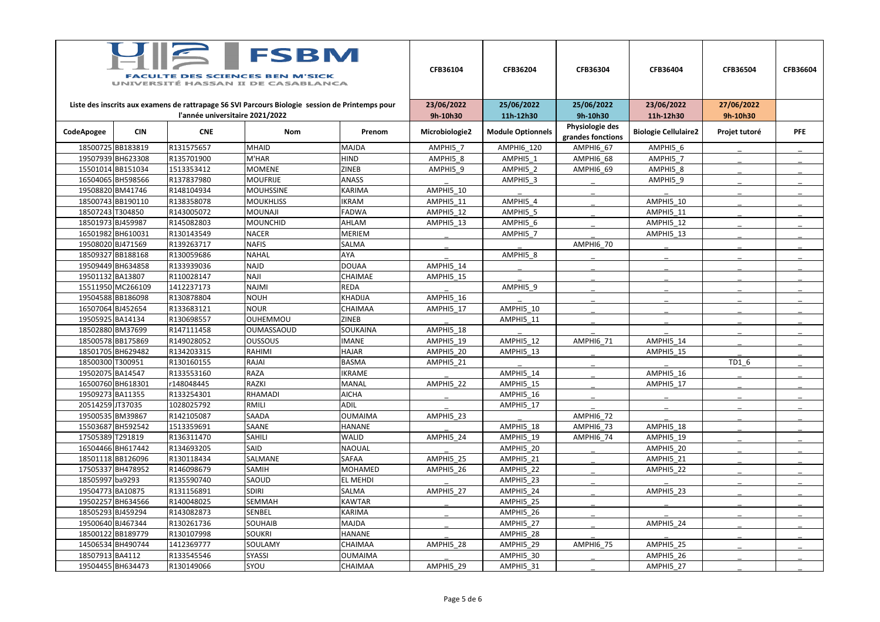| FSBM FACULTE DES SCIENCES BEN M'SICK UNIVERSITÉ HASSAN II DE CASABLANCA | | | | | CFB36104 | CFB36204 | CFB36304 | CFB36404 | CFB36504 | CFB36604 |
|---|---|---|---|---|---|---|---|---|---|---|
| Liste des inscrits aux examens de rattrapage S6 SVI Parcours Biologie session de Printemps pour l'année universitaire 2021/2022 | | | | | 23/06/2022 9h-10h30 | 25/06/2022 11h-12h30 | 25/06/2022 9h-10h30 | 23/06/2022 11h-12h30 | 27/06/2022 9h-10h30 | |
| CodeApogee | CIN | CNE | Nom | Prenom | Microbiologie2 | Module Optionnels | Physiologie des grandes fonctions | Biologie Cellulaire2 | Projet tutoré | PFE |
| 18500725 | BB183819 | R131575657 | MHAID | MAJDA | AMPHI5_7 | AMPHI6_120 | AMPHI6_67 | AMPHI5_6 | _ | _ |
| 19507939 | BH623308 | R135701900 | M'HAR | HIND | AMPHI5_8 | AMPHI5_1 | AMPHI6_68 | AMPHI5_7 | _ | _ |
| 15501014 | BB151034 | 1513353412 | MOMENE | ZINEB | AMPHI5_9 | AMPHI5_2 | AMPHI6_69 | AMPHI5_8 | _ | _ |
| 16504065 | BH598566 | R137837980 | MOUFRIJE | ANASS | _ | AMPHI5_3 | _ | AMPHI5_9 | _ | _ |
| 19508820 | BM41746 | R148104934 | MOUHSSINE | KARIMA | AMPHI5_10 | _ | _ | _ | _ | _ |
| 18500743 | BB190110 | R138358078 | MOUKHLISS | IKRAM | AMPHI5_11 | AMPHI5_4 | _ | AMPHI5_10 | _ | _ |
| 18507243 | T304850 | R143005072 | MOUNAJI | FADWA | AMPHI5_12 | AMPHI5_5 | _ | AMPHI5_11 | _ | _ |
| 18501973 | BJ459987 | R145082803 | MOUNCHID | AHLAM | AMPHI5_13 | AMPHI5_6 | _ | AMPHI5_12 | _ | _ |
| 16501982 | BH610031 | R130143549 | NACER | MERIEM | _ | AMPHI5_7 | _ | AMPHI5_13 | _ | _ |
| 19508020 | BJ471569 | R139263717 | NAFIS | SALMA | _ | _ | AMPHI6_70 | _ | _ | _ |
| 18509327 | BB188168 | R130059686 | NAHAL | AYA | _ | AMPHI5_8 | _ | _ | _ | _ |
| 19509449 | BH634858 | R133939036 | NAJD | DOUAA | AMPHI5_14 | _ | _ | _ | _ | _ |
| 19501132 | BA13807 | R110028147 | NAJI | CHAIMAE | AMPHI5_15 | _ | _ | _ | _ | _ |
| 15511950 | MC266109 | 1412237173 | NAJMI | REDA | _ | AMPHI5_9 | _ | _ | _ | _ |
| 19504588 | BB186098 | R130878804 | NOUH | KHADIJA | AMPHI5_16 | _ | _ | _ | _ | _ |
| 16507064 | BJ452654 | R133683121 | NOUR | CHAIMAA | AMPHI5_17 | AMPHI5_10 | _ | _ | _ | _ |
| 19505925 | BA14134 | R130698557 | OUHEMMOU | ZINEB | _ | AMPHI5_11 | _ | _ | _ | _ |
| 18502880 | BM37699 | R147111458 | OUMASSAOUD | SOUKAINA | AMPHI5_18 | _ | _ | _ | _ | _ |
| 18500578 | BB175869 | R149028052 | OUSSOUS | IMANE | AMPHI5_19 | AMPHI5_12 | AMPHI6_71 | AMPHI5_14 | _ | _ |
| 18501705 | BH629482 | R134203315 | RAHIMI | HAJAR | AMPHI5_20 | AMPHI5_13 | _ | AMPHI5_15 | _ | _ |
| 18500300 | T300951 | R130160155 | RAJAI | BASMA | AMPHI5_21 | _ | _ | _ | TD1_6 | _ |
| 19502075 | BA14547 | R133553160 | RAZA | IKRAME | _ | AMPHI5_14 | _ | AMPHI5_16 | _ | _ |
| 16500760 | BH618301 | r148048445 | RAZKI | MANAL | AMPHI5_22 | AMPHI5_15 | _ | AMPHI5_17 | _ | _ |
| 19509273 | BA11355 | R133254301 | RHAMADI | AICHA | _ | AMPHI5_16 | _ | _ | _ | _ |
| 20514259 | JT37035 | 1028025792 | RMILI | ADIL | _ | AMPHI5_17 | _ | _ | _ | _ |
| 19500535 | BM39867 | R142105087 | SAADA | OUMAIMA | AMPHI5_23 | _ | AMPHI6_72 | _ | _ | _ |
| 15503687 | BH592542 | 1513359691 | SAANE | HANANE | _ | AMPHI5_18 | AMPHI6_73 | AMPHI5_18 | _ | _ |
| 17505389 | T291819 | R136311470 | SAHILI | WALID | AMPHI5_24 | AMPHI5_19 | AMPHI6_74 | AMPHI5_19 | _ | _ |
| 16504466 | BH617442 | R134693205 | SAID | NAOUAL | _ | AMPHI5_20 | _ | AMPHI5_20 | _ | _ |
| 18501118 | BB126096 | R130118434 | SALMANE | SAFAA | AMPHI5_25 | AMPHI5_21 | _ | AMPHI5_21 | _ | _ |
| 17505337 | BH478952 | R146098679 | SAMIH | MOHAMED | AMPHI5_26 | AMPHI5_22 | _ | AMPHI5_22 | _ | _ |
| 18505997 | ba9293 | R135590740 | SAOUD | EL MEHDI | _ | AMPHI5_23 | _ | _ | _ | _ |
| 19504773 | BA10875 | R131156891 | SDIRI | SALMA | AMPHI5_27 | AMPHI5_24 | _ | AMPHI5_23 | _ | _ |
| 19502257 | BH634566 | R140048025 | SEMMAH | KAWTAR | _ | AMPHI5_25 | _ | _ | _ | _ |
| 18505293 | BJ459294 | R143082873 | SENBEL | KARIMA | _ | AMPHI5_26 | _ | _ | _ | _ |
| 19500640 | BJ467344 | R130261736 | SOUHAIB | MAJDA | _ | AMPHI5_27 | _ | AMPHI5_24 | _ | _ |
| 18500122 | BB189779 | R130107998 | SOUKRI | HANANE | _ | AMPHI5_28 | _ | _ | _ | _ |
| 14506534 | BH490744 | 1412369777 | SOULAMY | CHAIMAA | AMPHI5_28 | AMPHI5_29 | AMPHI6_75 | AMPHI5_25 | _ | _ |
| 18507913 | BA4112 | R133545546 | SYASSI | OUMAIMA | _ | AMPHI5_30 | _ | AMPHI5_26 | _ | _ |
| 19504455 | BH634473 | R130149066 | SYOU | CHAIMAA | AMPHI5_29 | AMPHI5_31 | _ | AMPHI5_27 | _ | _ |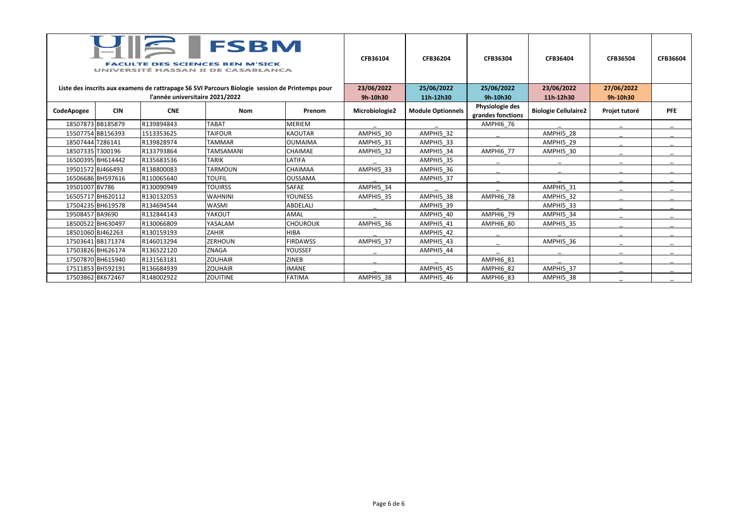**FSBM**
**FACULTE DES SCIENCES BEN M'SICK**
**UNIVERSITÉ HASSAN II DE CASABLANCA**

**Liste des inscrits aux examens de rattrapage S6 SVI Parcours Biologie session de Printemps pour l'année universitaire 2021/2022**

| | | | | | CFB36104 | CFB36204 | CFB36304 | CFB36404 | CFB36504 | CFB36604 |
|---|---|---|---|---|---|---|---|---|---|---|
| | | | | | 23/06/2022 9h-10h30 | 25/06/2022 11h-12h30 | 25/06/2022 9h-10h30 | 23/06/2022 11h-12h30 | 27/06/2022 9h-10h30 | |
| **CodeApogee** | **CIN** | **CNE** | **Nom** | **Prenom** | **Microbiologie2** | **Module Optionnels** | **Physiologie des grandes fonctions** | **Biologie Cellulaire2** | **Projet tutoré** | **PFE** |
| 18507873 | BB185879 | R139894843 | TABAT | MERIEM | _ | _ | AMPHI6_76 | _ | _ | _ |
| 15507754 | BB156393 | 1513353625 | TAIFOUR | KAOUTAR | AMPHI5_30 | AMPHI5_32 | _ | AMPHI5_28 | _ | _ |
| 18507444 | T286141 | R139828974 | TAMMAR | OUMAIMA | AMPHI5_31 | AMPHI5_33 | _ | AMPHI5_29 | _ | _ |
| 18507335 | T300196 | R133793864 | TAMSAMANI | CHAIMAE | AMPHI5_32 | AMPHI5_34 | AMPHI6_77 | AMPHI5_30 | _ | _ |
| 16500395 | BH614442 | R135683536 | TARIK | LATIFA | _ | AMPHI5_35 | _ | _ | _ | _ |
| 19501572 | BJ466493 | R138800083 | TARMOUN | CHAIMAA | AMPHI5_33 | AMPHI5_36 | _ | _ | _ | _ |
| 16506686 | BH597616 | R110065640 | TOUFIL | OUSSAMA | _ | AMPHI5_37 | _ | _ | _ | _ |
| 19501007 | BV786 | R130090949 | TOUIRSS | SAFAE | AMPHI5_34 | _ | _ | AMPHI5_31 | _ | _ |
| 16505717 | BH620112 | R130132053 | WAHNINI | YOUNESS | AMPHI5_35 | AMPHI5_38 | AMPHI6_78 | AMPHI5_32 | _ | _ |
| 17504235 | BH619578 | R134694544 | WASMI | ABDELALI | _ | AMPHI5_39 | _ | AMPHI5_33 | _ | _ |
| 19508457 | BA9690 | R132844143 | YAKOUT | AMAL | _ | AMPHI5_40 | AMPHI6_79 | AMPHI5_34 | _ | _ |
| 18500522 | BH630497 | R130066809 | YASALAM | CHOUROUK | AMPHI5_36 | AMPHI5_41 | AMPHI6_80 | AMPHI5_35 | _ | _ |
| 18501060 | BJ462263 | R130159193 | ZAHIR | HIBA | _ | AMPHI5_42 | _ | _ | _ | _ |
| 17503641 | BB171374 | R146013294 | ZERHOUN | FIRDAWSS | AMPHI5_37 | AMPHI5_43 | _ | AMPHI5_36 | _ | _ |
| 17503826 | BH626174 | R136522120 | ZNAGA | YOUSSEF | _ | AMPHI5_44 | _ | _ | _ | _ |
| 17507870 | BH615940 | R131563181 | ZOUHAIR | ZINEB | _ | | AMPHI6_81 | _ | _ | _ |
| 17511853 | BH592191 | R136684939 | ZOUHAIR | IMANE | _ | AMPHI5_45 | AMPHI6_82 | AMPHI5_37 | _ | _ |
| 17503862 | BK672467 | R148002922 | ZOUITINE | FATIMA | AMPHI5_38 | AMPHI5_46 | AMPHI6_83 | AMPHI5_38 | _ | _ |